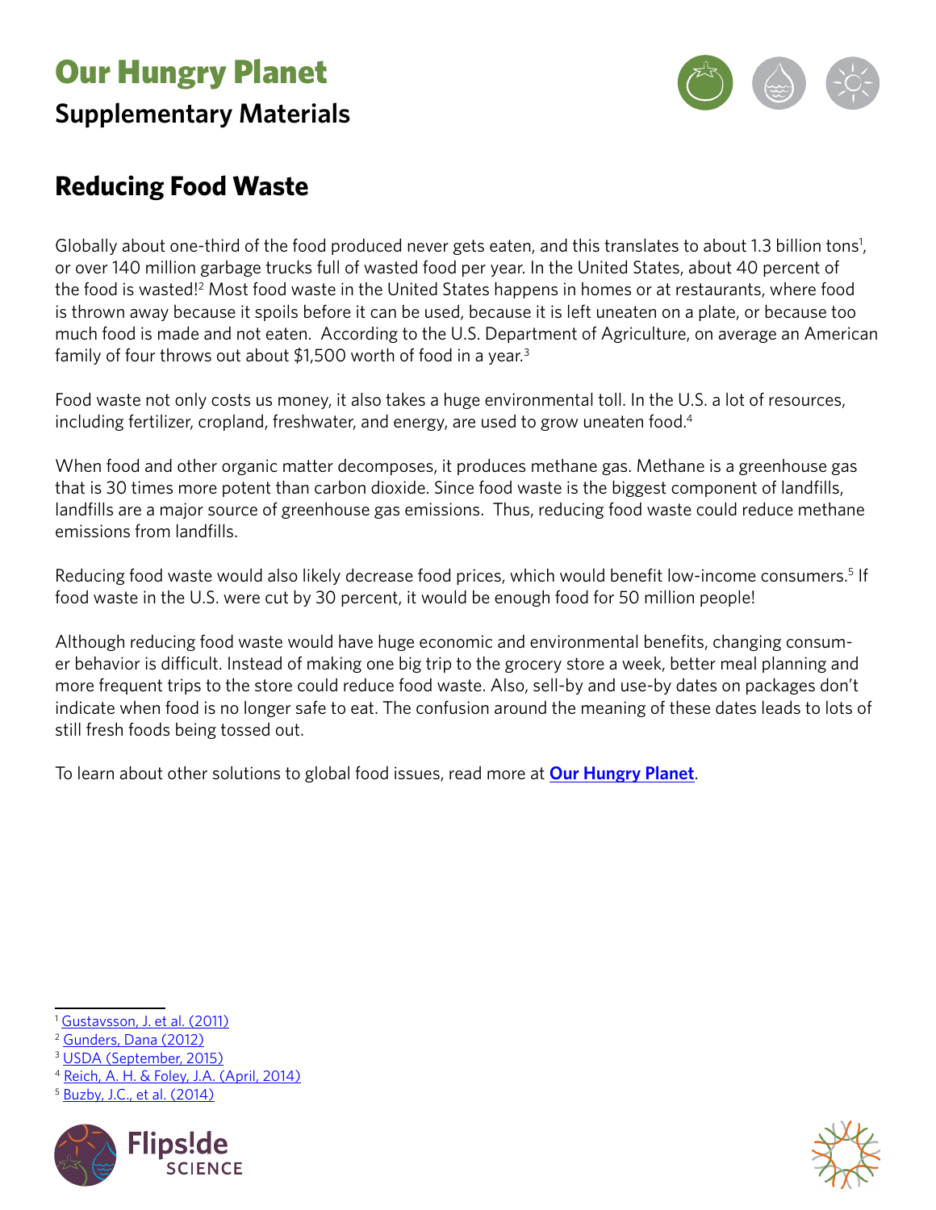# Our Hungry Planet

## Supplementary Materials

## Reducing Food Waste

Globally about one-third of the food produced never gets eaten, and this translates to about 1.3 billion tons[1], or over 140 million garbage trucks full of wasted food per year. In the United States, about 40 percent of the food is wasted![2] Most food waste in the United States happens in homes or at restaurants, where food is thrown away because it spoils before it can be used, because it is left uneaten on a plate, or because too much food is made and not eaten. According to the U.S. Department of Agriculture, on average an American family of four throws out about $1,500 worth of food in a year.[3]

Food waste not only costs us money, it also takes a huge environmental toll. In the U.S. a lot of resources, including fertilizer, cropland, freshwater, and energy, are used to grow uneaten food.[4]

When food and other organic matter decomposes, it produces methane gas. Methane is a greenhouse gas that is 30 times more potent than carbon dioxide. Since food waste is the biggest component of landfills, landfills are a major source of greenhouse gas emissions. Thus, reducing food waste could reduce methane emissions from landfills.

Reducing food waste would also likely decrease food prices, which would benefit low-income consumers.[5] If food waste in the U.S. were cut by 30 percent, it would be enough food for 50 million people!

Although reducing food waste would have huge economic and environmental benefits, changing consumer behavior is difficult. Instead of making one big trip to the grocery store a week, better meal planning and more frequent trips to the store could reduce food waste. Also, sell-by and use-by dates on packages don't indicate when food is no longer safe to eat. The confusion around the meaning of these dates leads to lots of still fresh foods being tossed out.

To learn about other solutions to global food issues, read more at **Our Hungry Planet**.

---

[1] Gustavsson, J. et al. (2011)
[2] Gunders, Dana (2012)
[3] USDA (September, 2015)
[4] Reich, A. H. & Foley, J.A. (April, 2014)
[5] Buzby, J.C., et al. (2014)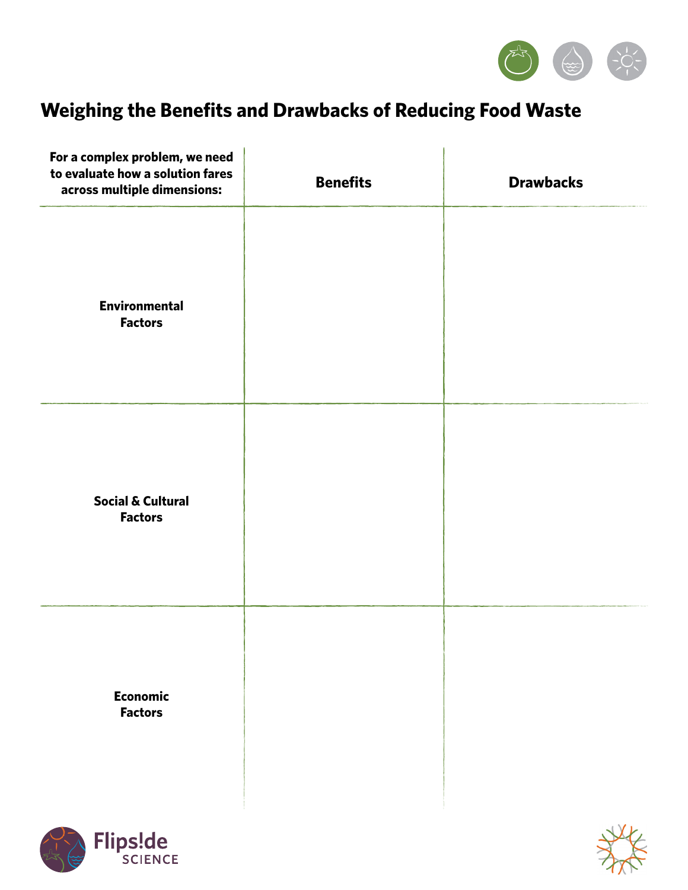# Weighing the Benefits and Drawbacks of Reducing Food Waste

| For a complex problem, we need to evaluate how a solution fares across multiple dimensions: | Benefits | Drawbacks |
|---|---|---|
| **Environmental Factors** | | |
| **Social & Cultural Factors** | | |
| **Economic Factors** | | |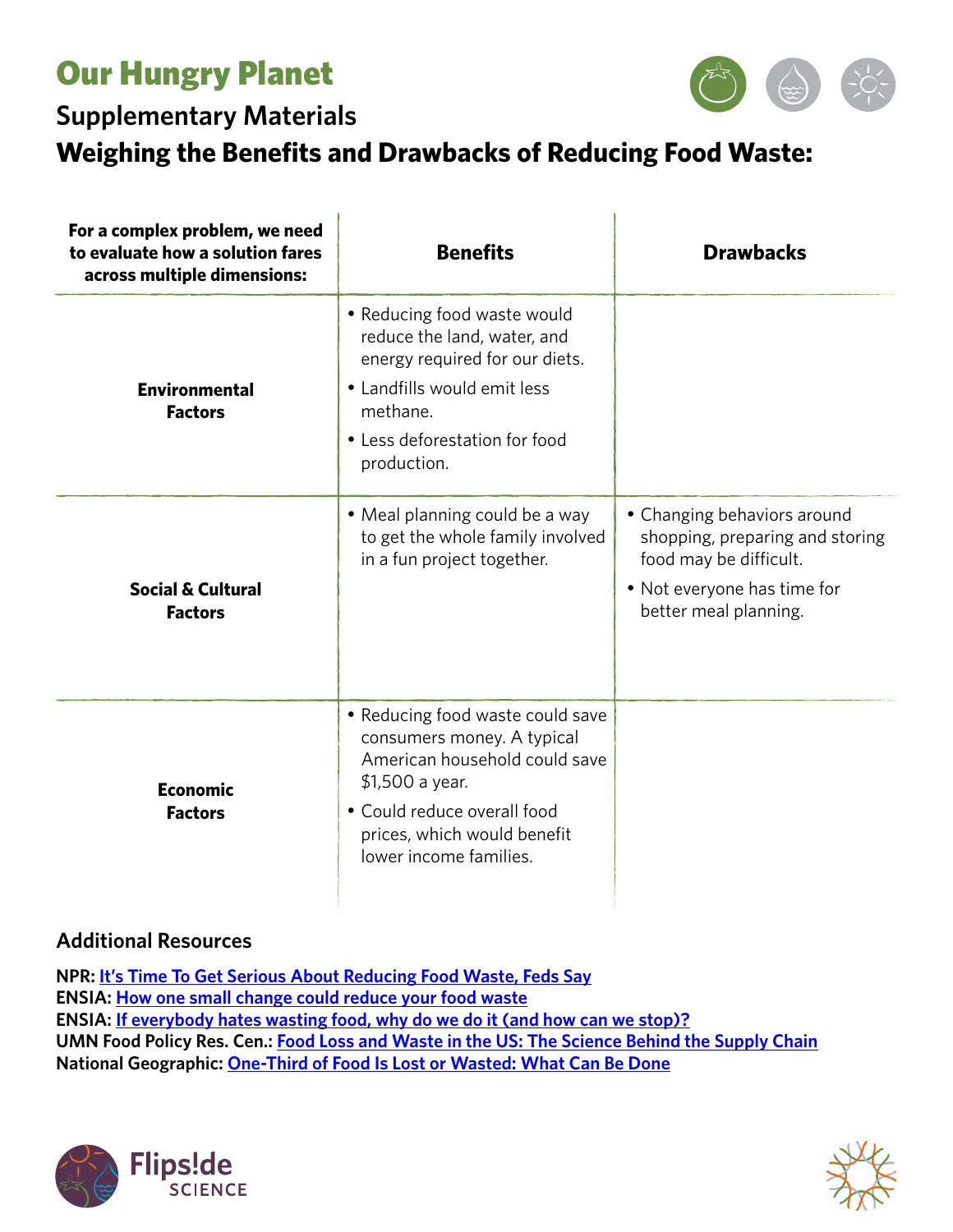# Our Hungry Planet

## Supplementary Materials

## Weighing the Benefits and Drawbacks of Reducing Food Waste:

| For a complex problem, we need to evaluate how a solution fares across multiple dimensions: | Benefits | Drawbacks |
|---|---|---|
| **Environmental Factors** | • Reducing food waste would reduce the land, water, and energy required for our diets.<br>• Landfills would emit less methane.<br>• Less deforestation for food production. | |
| **Social & Cultural Factors** | • Meal planning could be a way to get the whole family involved in a fun project together. | • Changing behaviors around shopping, preparing and storing food may be difficult.<br>• Not everyone has time for better meal planning. |
| **Economic Factors** | • Reducing food waste could save consumers money. A typical American household could save $1,500 a year.<br>• Could reduce overall food prices, which would benefit lower income families. | |

### Additional Resources

**NPR:** It's Time To Get Serious About Reducing Food Waste, Feds Say
**ENSIA:** How one small change could reduce your food waste
**ENSIA:** If everybody hates wasting food, why do we do it (and how can we stop)?
**UMN Food Policy Res. Cen.:** Food Loss and Waste in the US: The Science Behind the Supply Chain
**National Geographic:** One-Third of Food Is Lost or Wasted: What Can Be Done

Flips!de SCIENCE